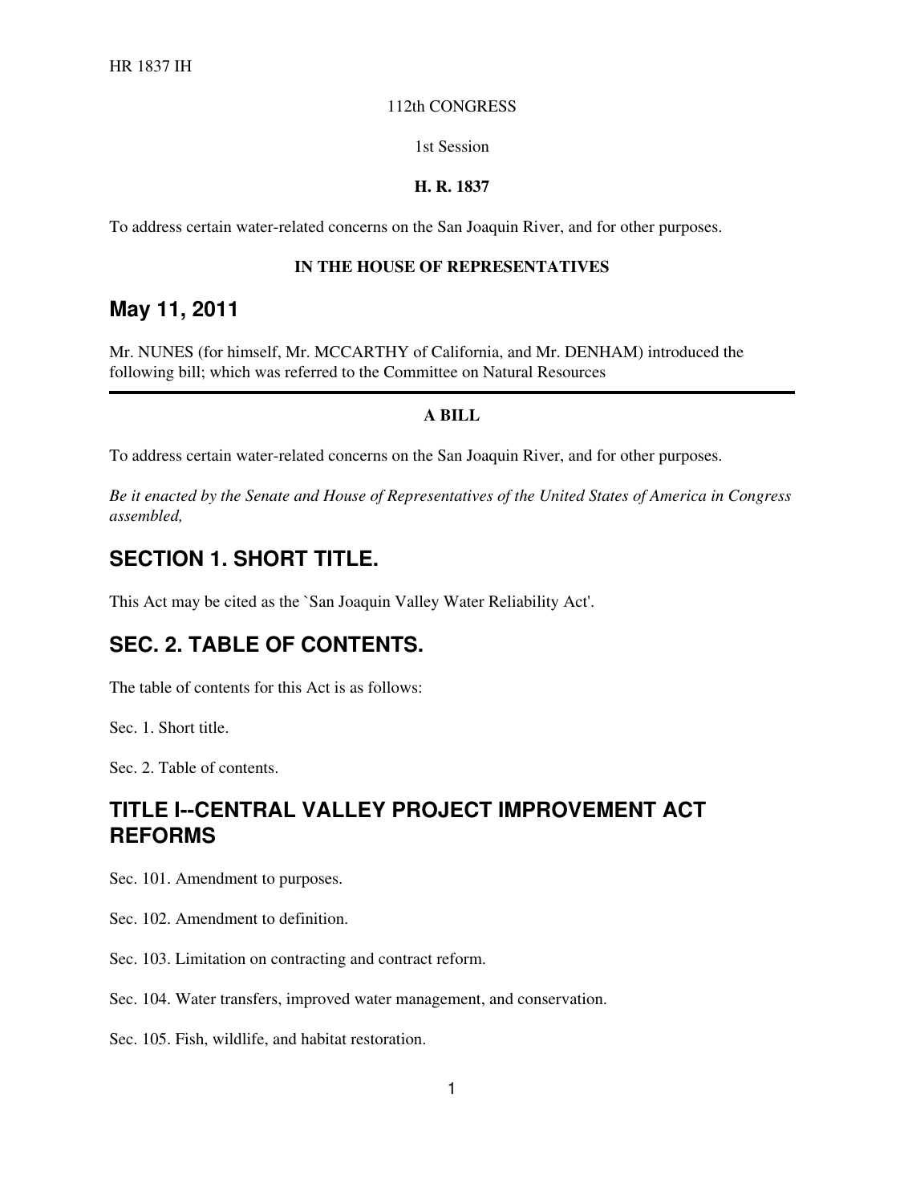HR 1837 IH

112th CONGRESS

1st Session

**H. R. 1837**

To address certain water-related concerns on the San Joaquin River, and for other purposes.

**IN THE HOUSE OF REPRESENTATIVES**

## May 11, 2011

Mr. NUNES (for himself, Mr. MCCARTHY of California, and Mr. DENHAM) introduced the following bill; which was referred to the Committee on Natural Resources

---

**A BILL**

To address certain water-related concerns on the San Joaquin River, and for other purposes.

*Be it enacted by the Senate and House of Representatives of the United States of America in Congress assembled,*

## SECTION 1. SHORT TITLE.

This Act may be cited as the `San Joaquin Valley Water Reliability Act'.

## SEC. 2. TABLE OF CONTENTS.

The table of contents for this Act is as follows:

Sec. 1. Short title.

Sec. 2. Table of contents.

## TITLE I--CENTRAL VALLEY PROJECT IMPROVEMENT ACT REFORMS

Sec. 101. Amendment to purposes.

Sec. 102. Amendment to definition.

Sec. 103. Limitation on contracting and contract reform.

Sec. 104. Water transfers, improved water management, and conservation.

Sec. 105. Fish, wildlife, and habitat restoration.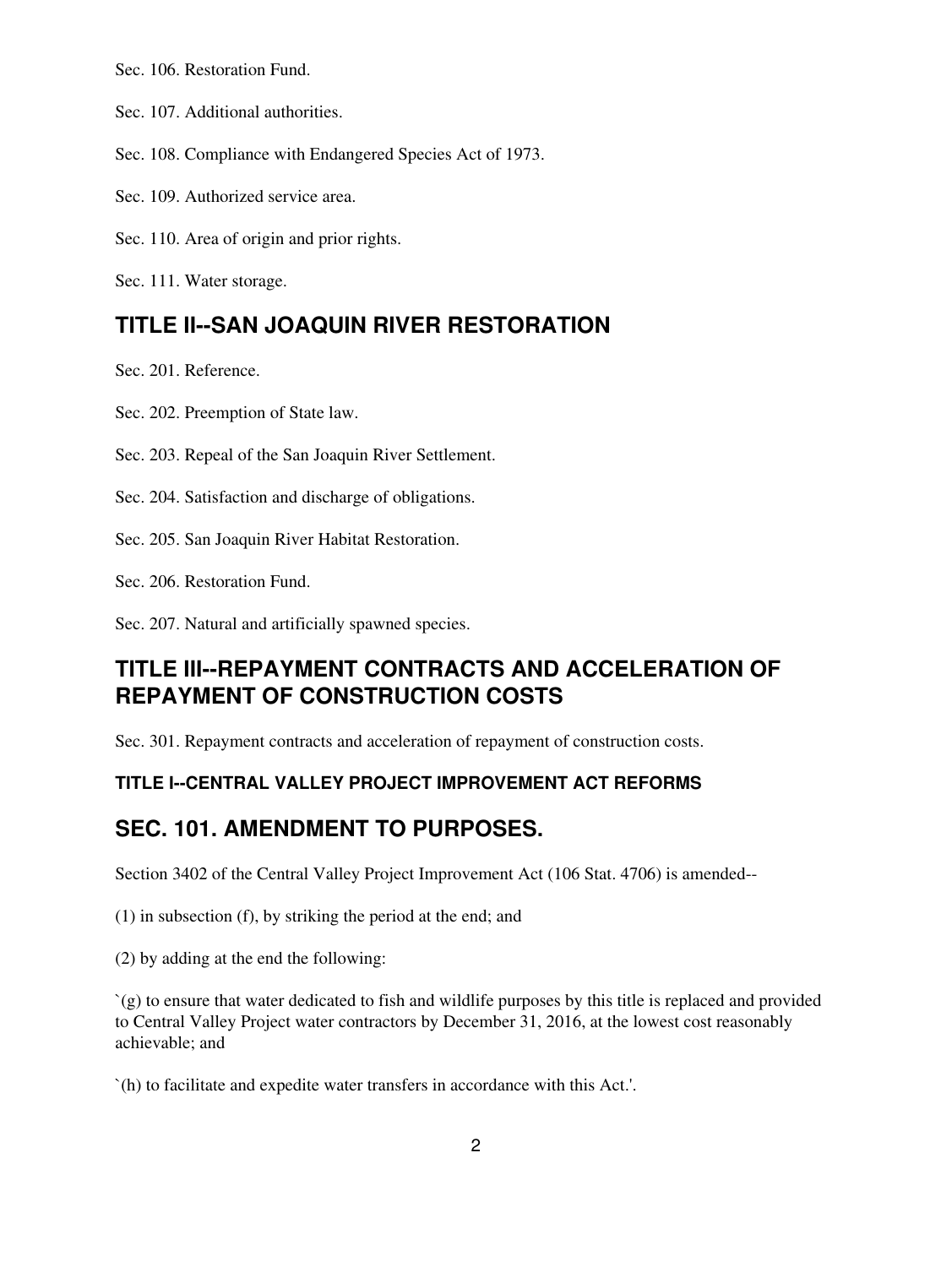Sec. 106. Restoration Fund.

Sec. 107. Additional authorities.

Sec. 108. Compliance with Endangered Species Act of 1973.

Sec. 109. Authorized service area.

Sec. 110. Area of origin and prior rights.

Sec. 111. Water storage.

## TITLE II--SAN JOAQUIN RIVER RESTORATION

Sec. 201. Reference.

Sec. 202. Preemption of State law.

Sec. 203. Repeal of the San Joaquin River Settlement.

Sec. 204. Satisfaction and discharge of obligations.

Sec. 205. San Joaquin River Habitat Restoration.

Sec. 206. Restoration Fund.

Sec. 207. Natural and artificially spawned species.

## TITLE III--REPAYMENT CONTRACTS AND ACCELERATION OF REPAYMENT OF CONSTRUCTION COSTS

Sec. 301. Repayment contracts and acceleration of repayment of construction costs.

### TITLE I--CENTRAL VALLEY PROJECT IMPROVEMENT ACT REFORMS

## SEC. 101. AMENDMENT TO PURPOSES.

Section 3402 of the Central Valley Project Improvement Act (106 Stat. 4706) is amended--

(1) in subsection (f), by striking the period at the end; and

(2) by adding at the end the following:

`(g) to ensure that water dedicated to fish and wildlife purposes by this title is replaced and provided to Central Valley Project water contractors by December 31, 2016, at the lowest cost reasonably achievable; and

`(h) to facilitate and expedite water transfers in accordance with this Act.'.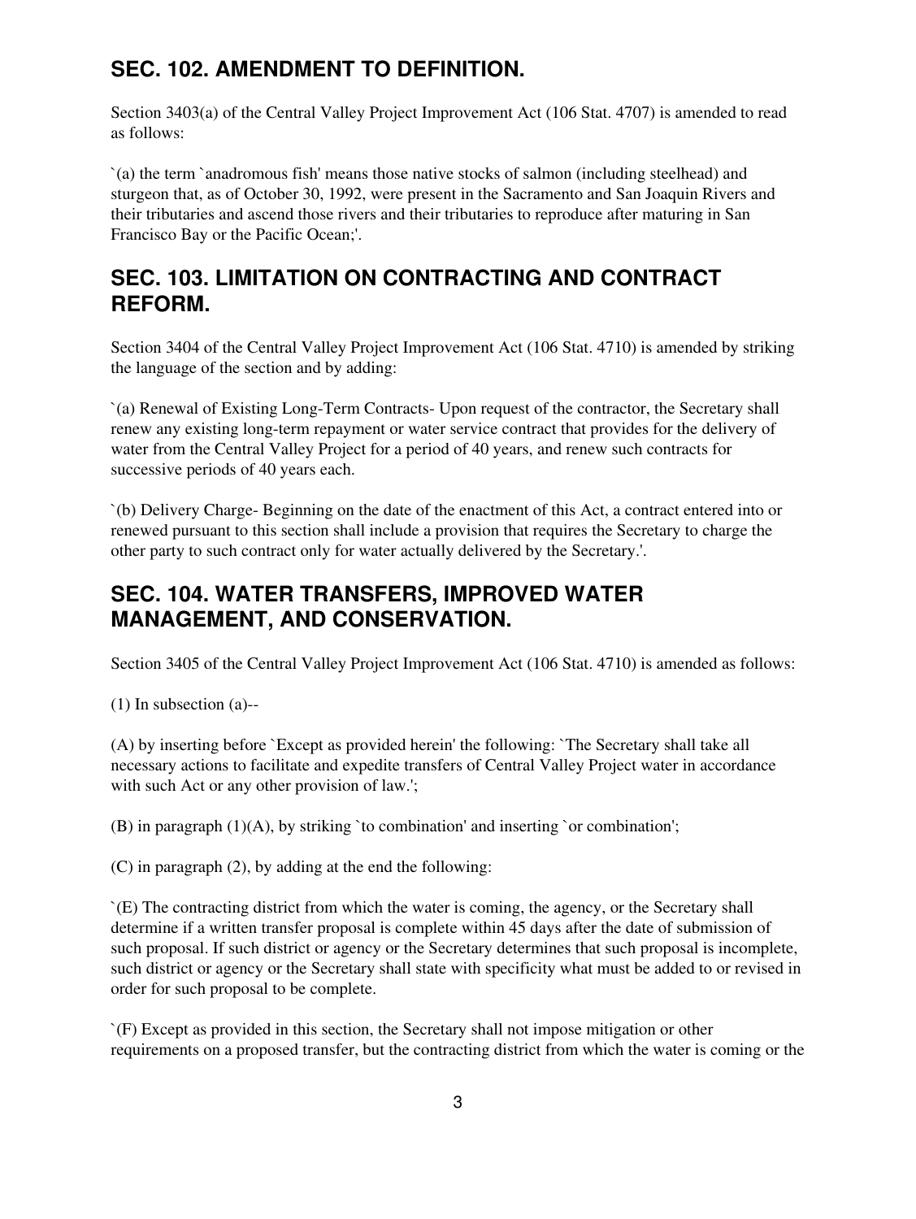## SEC. 102. AMENDMENT TO DEFINITION.

Section 3403(a) of the Central Valley Project Improvement Act (106 Stat. 4707) is amended to read as follows:

`(a) the term `anadromous fish' means those native stocks of salmon (including steelhead) and sturgeon that, as of October 30, 1992, were present in the Sacramento and San Joaquin Rivers and their tributaries and ascend those rivers and their tributaries to reproduce after maturing in San Francisco Bay or the Pacific Ocean;'.

## SEC. 103. LIMITATION ON CONTRACTING AND CONTRACT REFORM.

Section 3404 of the Central Valley Project Improvement Act (106 Stat. 4710) is amended by striking the language of the section and by adding:

`(a) Renewal of Existing Long-Term Contracts- Upon request of the contractor, the Secretary shall renew any existing long-term repayment or water service contract that provides for the delivery of water from the Central Valley Project for a period of 40 years, and renew such contracts for successive periods of 40 years each.

`(b) Delivery Charge- Beginning on the date of the enactment of this Act, a contract entered into or renewed pursuant to this section shall include a provision that requires the Secretary to charge the other party to such contract only for water actually delivered by the Secretary.'.

## SEC. 104. WATER TRANSFERS, IMPROVED WATER MANAGEMENT, AND CONSERVATION.

Section 3405 of the Central Valley Project Improvement Act (106 Stat. 4710) is amended as follows:

(1) In subsection (a)--

(A) by inserting before `Except as provided herein' the following: `The Secretary shall take all necessary actions to facilitate and expedite transfers of Central Valley Project water in accordance with such Act or any other provision of law.';

(B) in paragraph (1)(A), by striking `to combination' and inserting `or combination';

(C) in paragraph (2), by adding at the end the following:

`(E) The contracting district from which the water is coming, the agency, or the Secretary shall determine if a written transfer proposal is complete within 45 days after the date of submission of such proposal. If such district or agency or the Secretary determines that such proposal is incomplete, such district or agency or the Secretary shall state with specificity what must be added to or revised in order for such proposal to be complete.

`(F) Except as provided in this section, the Secretary shall not impose mitigation or other requirements on a proposed transfer, but the contracting district from which the water is coming or the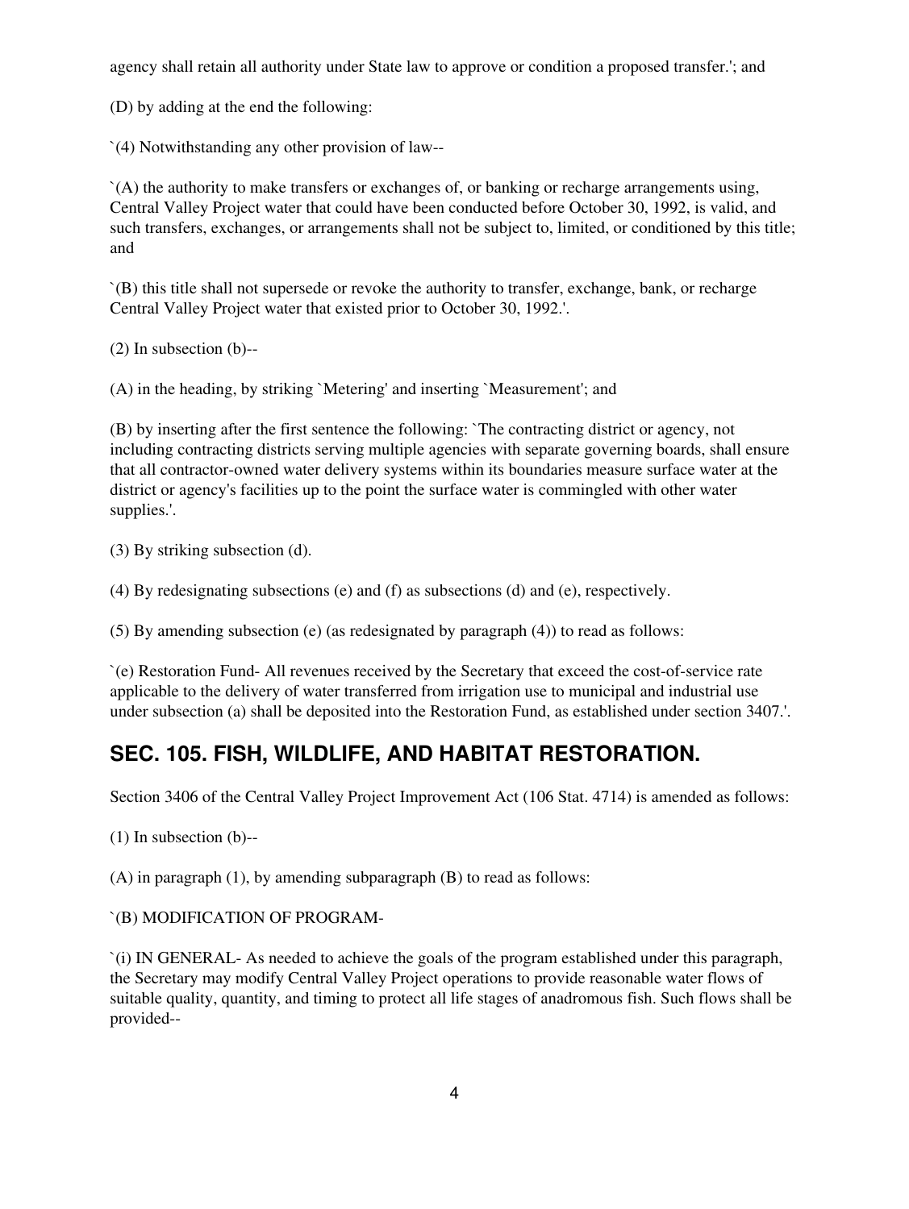agency shall retain all authority under State law to approve or condition a proposed transfer.'; and

(D) by adding at the end the following:

`(4) Notwithstanding any other provision of law--

`(A) the authority to make transfers or exchanges of, or banking or recharge arrangements using, Central Valley Project water that could have been conducted before October 30, 1992, is valid, and such transfers, exchanges, or arrangements shall not be subject to, limited, or conditioned by this title; and

`(B) this title shall not supersede or revoke the authority to transfer, exchange, bank, or recharge Central Valley Project water that existed prior to October 30, 1992.'.

(2) In subsection (b)--

(A) in the heading, by striking `Metering' and inserting `Measurement'; and

(B) by inserting after the first sentence the following: `The contracting district or agency, not including contracting districts serving multiple agencies with separate governing boards, shall ensure that all contractor-owned water delivery systems within its boundaries measure surface water at the district or agency's facilities up to the point the surface water is commingled with other water supplies.'.

(3) By striking subsection (d).

(4) By redesignating subsections (e) and (f) as subsections (d) and (e), respectively.

(5) By amending subsection (e) (as redesignated by paragraph (4)) to read as follows:

`(e) Restoration Fund- All revenues received by the Secretary that exceed the cost-of-service rate applicable to the delivery of water transferred from irrigation use to municipal and industrial use under subsection (a) shall be deposited into the Restoration Fund, as established under section 3407.'.

## SEC. 105. FISH, WILDLIFE, AND HABITAT RESTORATION.

Section 3406 of the Central Valley Project Improvement Act (106 Stat. 4714) is amended as follows:

(1) In subsection (b)--

(A) in paragraph (1), by amending subparagraph (B) to read as follows:

`(B) MODIFICATION OF PROGRAM-

`(i) IN GENERAL- As needed to achieve the goals of the program established under this paragraph, the Secretary may modify Central Valley Project operations to provide reasonable water flows of suitable quality, quantity, and timing to protect all life stages of anadromous fish. Such flows shall be provided--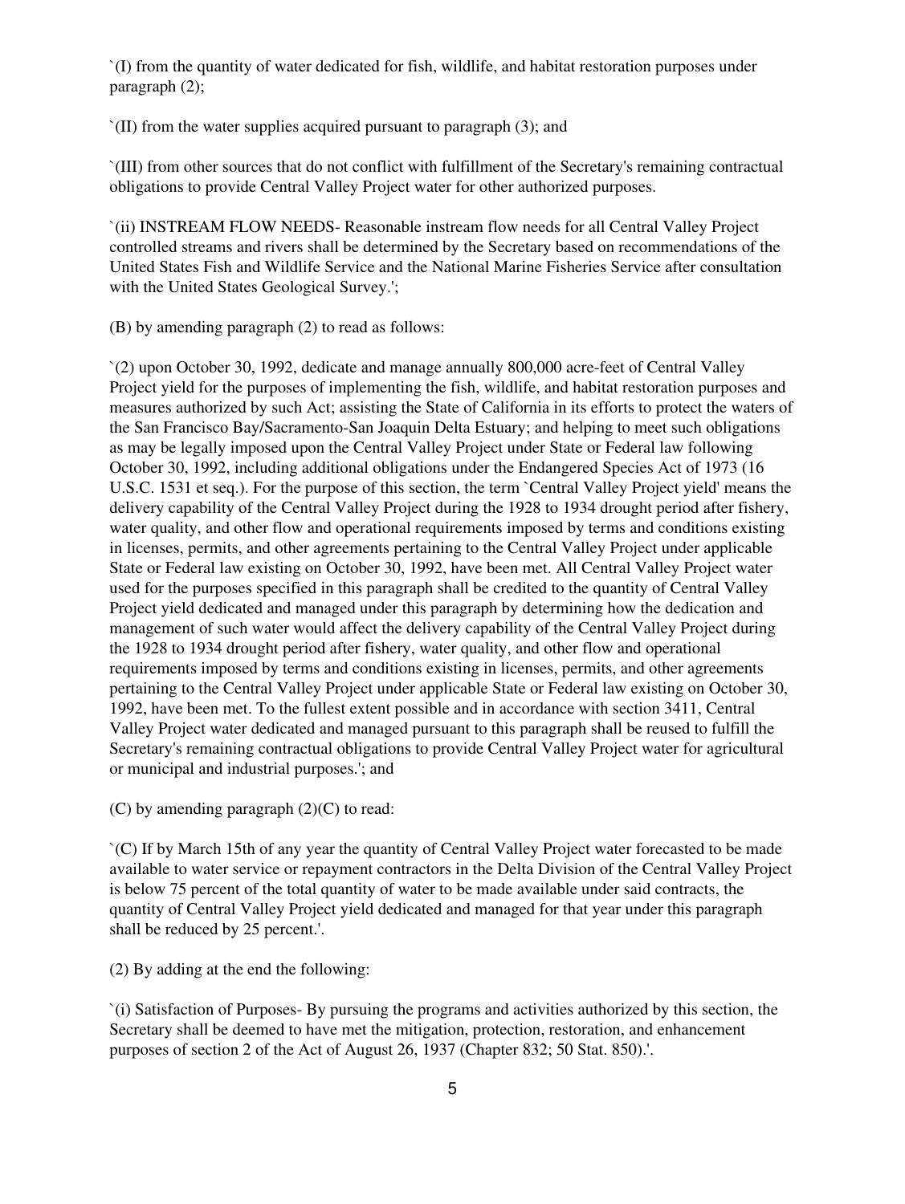`(I) from the quantity of water dedicated for fish, wildlife, and habitat restoration purposes under paragraph (2);

`(II) from the water supplies acquired pursuant to paragraph (3); and

`(III) from other sources that do not conflict with fulfillment of the Secretary's remaining contractual obligations to provide Central Valley Project water for other authorized purposes.

`(ii) INSTREAM FLOW NEEDS- Reasonable instream flow needs for all Central Valley Project controlled streams and rivers shall be determined by the Secretary based on recommendations of the United States Fish and Wildlife Service and the National Marine Fisheries Service after consultation with the United States Geological Survey.';

(B) by amending paragraph (2) to read as follows:

`(2) upon October 30, 1992, dedicate and manage annually 800,000 acre-feet of Central Valley Project yield for the purposes of implementing the fish, wildlife, and habitat restoration purposes and measures authorized by such Act; assisting the State of California in its efforts to protect the waters of the San Francisco Bay/Sacramento-San Joaquin Delta Estuary; and helping to meet such obligations as may be legally imposed upon the Central Valley Project under State or Federal law following October 30, 1992, including additional obligations under the Endangered Species Act of 1973 (16 U.S.C. 1531 et seq.). For the purpose of this section, the term `Central Valley Project yield' means the delivery capability of the Central Valley Project during the 1928 to 1934 drought period after fishery, water quality, and other flow and operational requirements imposed by terms and conditions existing in licenses, permits, and other agreements pertaining to the Central Valley Project under applicable State or Federal law existing on October 30, 1992, have been met. All Central Valley Project water used for the purposes specified in this paragraph shall be credited to the quantity of Central Valley Project yield dedicated and managed under this paragraph by determining how the dedication and management of such water would affect the delivery capability of the Central Valley Project during the 1928 to 1934 drought period after fishery, water quality, and other flow and operational requirements imposed by terms and conditions existing in licenses, permits, and other agreements pertaining to the Central Valley Project under applicable State or Federal law existing on October 30, 1992, have been met. To the fullest extent possible and in accordance with section 3411, Central Valley Project water dedicated and managed pursuant to this paragraph shall be reused to fulfill the Secretary's remaining contractual obligations to provide Central Valley Project water for agricultural or municipal and industrial purposes.'; and

(C) by amending paragraph (2)(C) to read:

`(C) If by March 15th of any year the quantity of Central Valley Project water forecasted to be made available to water service or repayment contractors in the Delta Division of the Central Valley Project is below 75 percent of the total quantity of water to be made available under said contracts, the quantity of Central Valley Project yield dedicated and managed for that year under this paragraph shall be reduced by 25 percent.'.

(2) By adding at the end the following:

`(i) Satisfaction of Purposes- By pursuing the programs and activities authorized by this section, the Secretary shall be deemed to have met the mitigation, protection, restoration, and enhancement purposes of section 2 of the Act of August 26, 1937 (Chapter 832; 50 Stat. 850).'.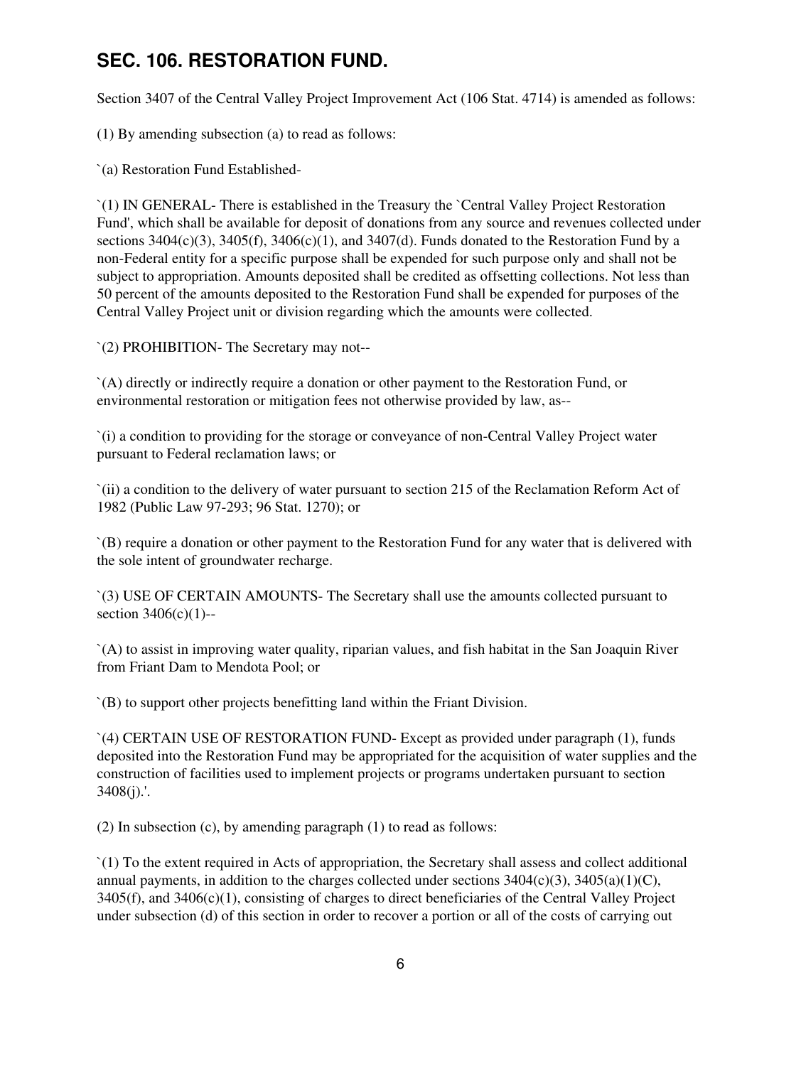## SEC. 106. RESTORATION FUND.

Section 3407 of the Central Valley Project Improvement Act (106 Stat. 4714) is amended as follows:

(1) By amending subsection (a) to read as follows:

`(a) Restoration Fund Established-

`(1) IN GENERAL- There is established in the Treasury the `Central Valley Project Restoration Fund', which shall be available for deposit of donations from any source and revenues collected under sections 3404(c)(3), 3405(f), 3406(c)(1), and 3407(d). Funds donated to the Restoration Fund by a non-Federal entity for a specific purpose shall be expended for such purpose only and shall not be subject to appropriation. Amounts deposited shall be credited as offsetting collections. Not less than 50 percent of the amounts deposited to the Restoration Fund shall be expended for purposes of the Central Valley Project unit or division regarding which the amounts were collected.

`(2) PROHIBITION- The Secretary may not--

`(A) directly or indirectly require a donation or other payment to the Restoration Fund, or environmental restoration or mitigation fees not otherwise provided by law, as--

`(i) a condition to providing for the storage or conveyance of non-Central Valley Project water pursuant to Federal reclamation laws; or

`(ii) a condition to the delivery of water pursuant to section 215 of the Reclamation Reform Act of 1982 (Public Law 97-293; 96 Stat. 1270); or

`(B) require a donation or other payment to the Restoration Fund for any water that is delivered with the sole intent of groundwater recharge.

`(3) USE OF CERTAIN AMOUNTS- The Secretary shall use the amounts collected pursuant to section 3406(c)(1)--

`(A) to assist in improving water quality, riparian values, and fish habitat in the San Joaquin River from Friant Dam to Mendota Pool; or

`(B) to support other projects benefitting land within the Friant Division.

`(4) CERTAIN USE OF RESTORATION FUND- Except as provided under paragraph (1), funds deposited into the Restoration Fund may be appropriated for the acquisition of water supplies and the construction of facilities used to implement projects or programs undertaken pursuant to section 3408(j).'.

(2) In subsection (c), by amending paragraph (1) to read as follows:

`(1) To the extent required in Acts of appropriation, the Secretary shall assess and collect additional annual payments, in addition to the charges collected under sections 3404(c)(3), 3405(a)(1)(C), 3405(f), and 3406(c)(1), consisting of charges to direct beneficiaries of the Central Valley Project under subsection (d) of this section in order to recover a portion or all of the costs of carrying out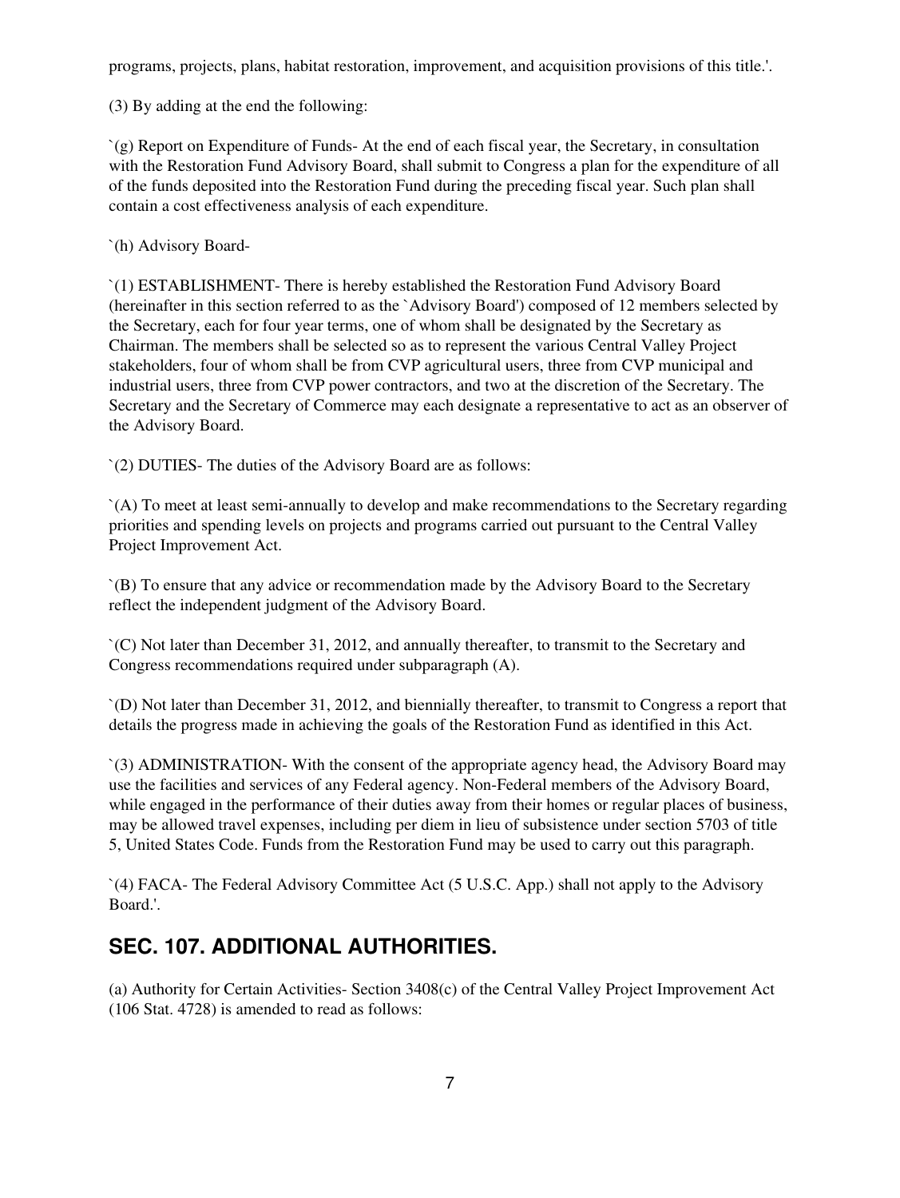programs, projects, plans, habitat restoration, improvement, and acquisition provisions of this title.'.

(3) By adding at the end the following:

`(g) Report on Expenditure of Funds- At the end of each fiscal year, the Secretary, in consultation with the Restoration Fund Advisory Board, shall submit to Congress a plan for the expenditure of all of the funds deposited into the Restoration Fund during the preceding fiscal year. Such plan shall contain a cost effectiveness analysis of each expenditure.

`(h) Advisory Board-

`(1) ESTABLISHMENT- There is hereby established the Restoration Fund Advisory Board (hereinafter in this section referred to as the `Advisory Board') composed of 12 members selected by the Secretary, each for four year terms, one of whom shall be designated by the Secretary as Chairman. The members shall be selected so as to represent the various Central Valley Project stakeholders, four of whom shall be from CVP agricultural users, three from CVP municipal and industrial users, three from CVP power contractors, and two at the discretion of the Secretary. The Secretary and the Secretary of Commerce may each designate a representative to act as an observer of the Advisory Board.

`(2) DUTIES- The duties of the Advisory Board are as follows:

`(A) To meet at least semi-annually to develop and make recommendations to the Secretary regarding priorities and spending levels on projects and programs carried out pursuant to the Central Valley Project Improvement Act.

`(B) To ensure that any advice or recommendation made by the Advisory Board to the Secretary reflect the independent judgment of the Advisory Board.

`(C) Not later than December 31, 2012, and annually thereafter, to transmit to the Secretary and Congress recommendations required under subparagraph (A).

`(D) Not later than December 31, 2012, and biennially thereafter, to transmit to Congress a report that details the progress made in achieving the goals of the Restoration Fund as identified in this Act.

`(3) ADMINISTRATION- With the consent of the appropriate agency head, the Advisory Board may use the facilities and services of any Federal agency. Non-Federal members of the Advisory Board, while engaged in the performance of their duties away from their homes or regular places of business, may be allowed travel expenses, including per diem in lieu of subsistence under section 5703 of title 5, United States Code. Funds from the Restoration Fund may be used to carry out this paragraph.

`(4) FACA- The Federal Advisory Committee Act (5 U.S.C. App.) shall not apply to the Advisory Board.'.

## SEC. 107. ADDITIONAL AUTHORITIES.

(a) Authority for Certain Activities- Section 3408(c) of the Central Valley Project Improvement Act (106 Stat. 4728) is amended to read as follows: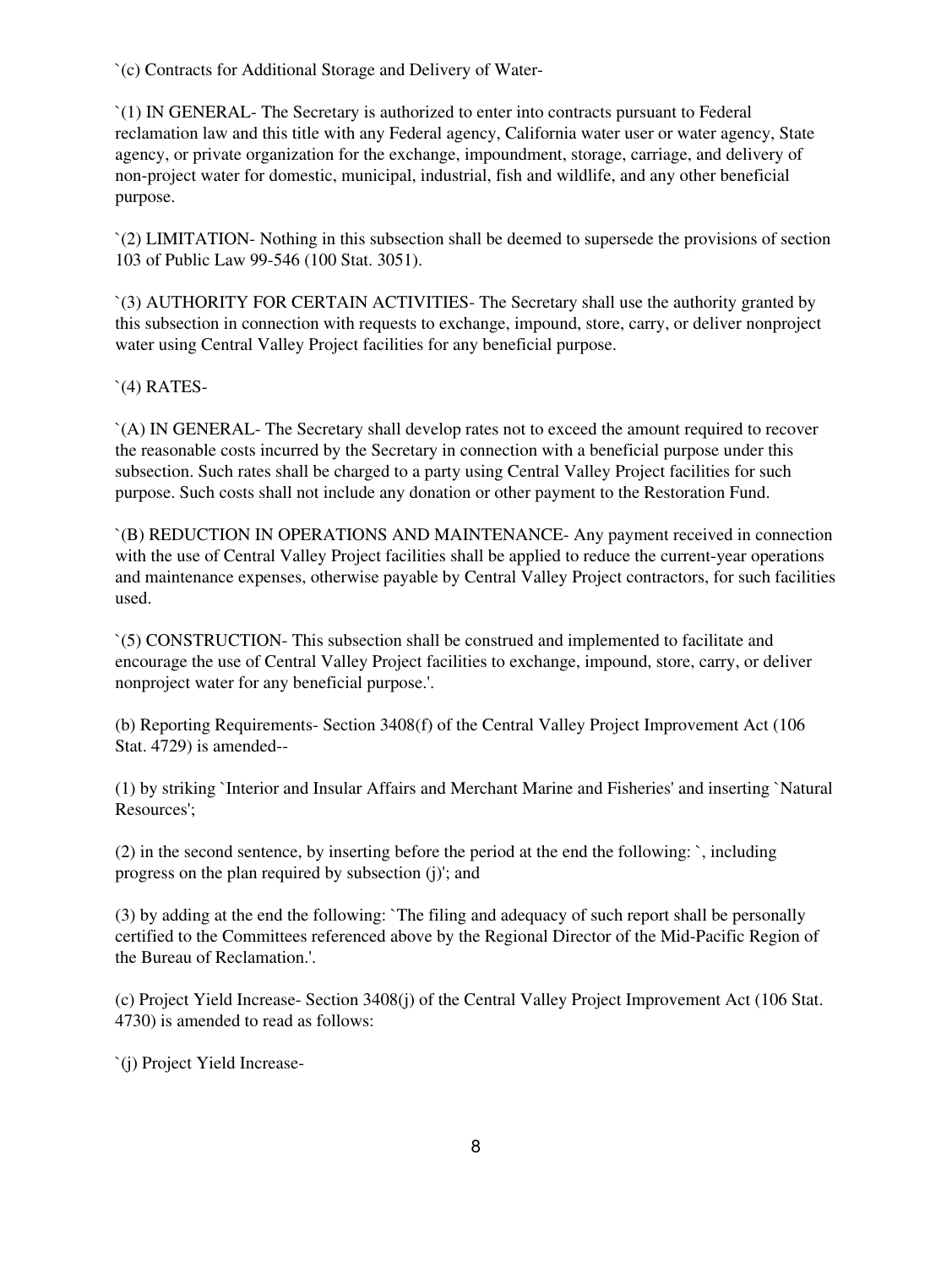`(c) Contracts for Additional Storage and Delivery of Water-

`(1) IN GENERAL- The Secretary is authorized to enter into contracts pursuant to Federal reclamation law and this title with any Federal agency, California water user or water agency, State agency, or private organization for the exchange, impoundment, storage, carriage, and delivery of non-project water for domestic, municipal, industrial, fish and wildlife, and any other beneficial purpose.

`(2) LIMITATION- Nothing in this subsection shall be deemed to supersede the provisions of section 103 of Public Law 99-546 (100 Stat. 3051).

`(3) AUTHORITY FOR CERTAIN ACTIVITIES- The Secretary shall use the authority granted by this subsection in connection with requests to exchange, impound, store, carry, or deliver nonproject water using Central Valley Project facilities for any beneficial purpose.

`(4) RATES-

`(A) IN GENERAL- The Secretary shall develop rates not to exceed the amount required to recover the reasonable costs incurred by the Secretary in connection with a beneficial purpose under this subsection. Such rates shall be charged to a party using Central Valley Project facilities for such purpose. Such costs shall not include any donation or other payment to the Restoration Fund.

`(B) REDUCTION IN OPERATIONS AND MAINTENANCE- Any payment received in connection with the use of Central Valley Project facilities shall be applied to reduce the current-year operations and maintenance expenses, otherwise payable by Central Valley Project contractors, for such facilities used.

`(5) CONSTRUCTION- This subsection shall be construed and implemented to facilitate and encourage the use of Central Valley Project facilities to exchange, impound, store, carry, or deliver nonproject water for any beneficial purpose.'.

(b) Reporting Requirements- Section 3408(f) of the Central Valley Project Improvement Act (106 Stat. 4729) is amended--

(1) by striking `Interior and Insular Affairs and Merchant Marine and Fisheries' and inserting `Natural Resources';

(2) in the second sentence, by inserting before the period at the end the following: `, including progress on the plan required by subsection (j)'; and

(3) by adding at the end the following: `The filing and adequacy of such report shall be personally certified to the Committees referenced above by the Regional Director of the Mid-Pacific Region of the Bureau of Reclamation.'.

(c) Project Yield Increase- Section 3408(j) of the Central Valley Project Improvement Act (106 Stat. 4730) is amended to read as follows:

`(j) Project Yield Increase-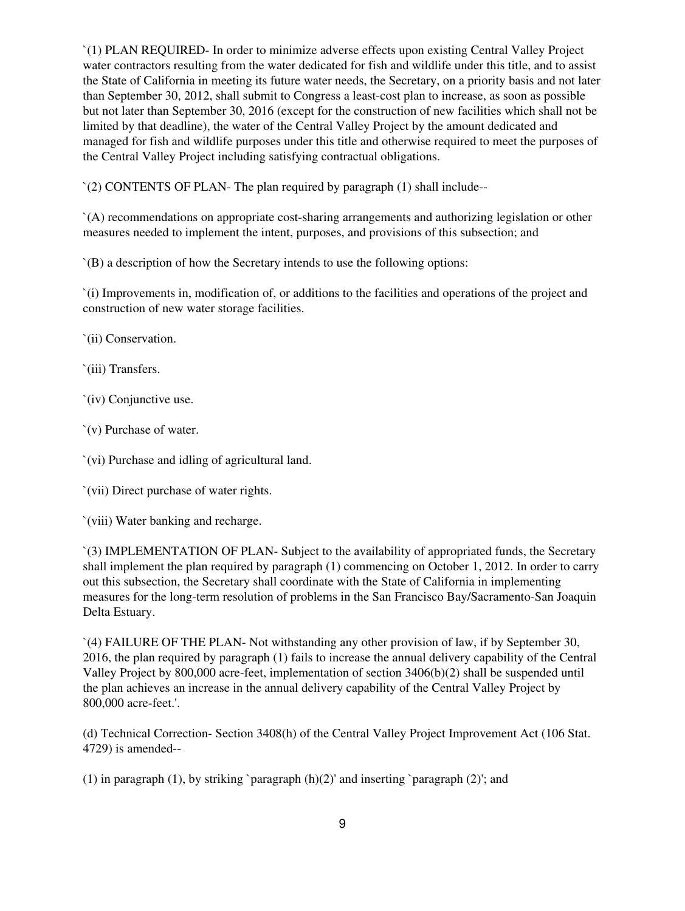`(1) PLAN REQUIRED- In order to minimize adverse effects upon existing Central Valley Project water contractors resulting from the water dedicated for fish and wildlife under this title, and to assist the State of California in meeting its future water needs, the Secretary, on a priority basis and not later than September 30, 2012, shall submit to Congress a least-cost plan to increase, as soon as possible but not later than September 30, 2016 (except for the construction of new facilities which shall not be limited by that deadline), the water of the Central Valley Project by the amount dedicated and managed for fish and wildlife purposes under this title and otherwise required to meet the purposes of the Central Valley Project including satisfying contractual obligations.

`(2) CONTENTS OF PLAN- The plan required by paragraph (1) shall include--

`(A) recommendations on appropriate cost-sharing arrangements and authorizing legislation or other measures needed to implement the intent, purposes, and provisions of this subsection; and

`(B) a description of how the Secretary intends to use the following options:

`(i) Improvements in, modification of, or additions to the facilities and operations of the project and construction of new water storage facilities.

`(ii) Conservation.

`(iii) Transfers.

`(iv) Conjunctive use.

`(v) Purchase of water.

`(vi) Purchase and idling of agricultural land.

`(vii) Direct purchase of water rights.

`(viii) Water banking and recharge.

`(3) IMPLEMENTATION OF PLAN- Subject to the availability of appropriated funds, the Secretary shall implement the plan required by paragraph (1) commencing on October 1, 2012. In order to carry out this subsection, the Secretary shall coordinate with the State of California in implementing measures for the long-term resolution of problems in the San Francisco Bay/Sacramento-San Joaquin Delta Estuary.

`(4) FAILURE OF THE PLAN- Not withstanding any other provision of law, if by September 30, 2016, the plan required by paragraph (1) fails to increase the annual delivery capability of the Central Valley Project by 800,000 acre-feet, implementation of section 3406(b)(2) shall be suspended until the plan achieves an increase in the annual delivery capability of the Central Valley Project by 800,000 acre-feet.'.

(d) Technical Correction- Section 3408(h) of the Central Valley Project Improvement Act (106 Stat. 4729) is amended--

(1) in paragraph (1), by striking `paragraph (h)(2)' and inserting `paragraph (2)'; and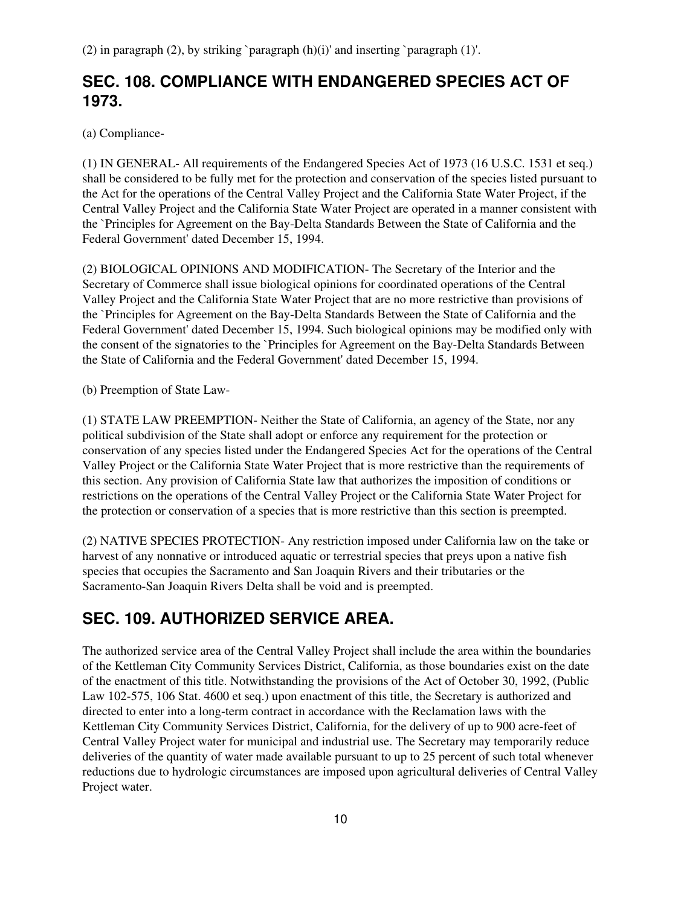(2) in paragraph (2), by striking `paragraph (h)(i)' and inserting `paragraph (1)'.

## SEC. 108. COMPLIANCE WITH ENDANGERED SPECIES ACT OF 1973.

(a) Compliance-

(1) IN GENERAL- All requirements of the Endangered Species Act of 1973 (16 U.S.C. 1531 et seq.) shall be considered to be fully met for the protection and conservation of the species listed pursuant to the Act for the operations of the Central Valley Project and the California State Water Project, if the Central Valley Project and the California State Water Project are operated in a manner consistent with the `Principles for Agreement on the Bay-Delta Standards Between the State of California and the Federal Government' dated December 15, 1994.

(2) BIOLOGICAL OPINIONS AND MODIFICATION- The Secretary of the Interior and the Secretary of Commerce shall issue biological opinions for coordinated operations of the Central Valley Project and the California State Water Project that are no more restrictive than provisions of the `Principles for Agreement on the Bay-Delta Standards Between the State of California and the Federal Government' dated December 15, 1994. Such biological opinions may be modified only with the consent of the signatories to the `Principles for Agreement on the Bay-Delta Standards Between the State of California and the Federal Government' dated December 15, 1994.

(b) Preemption of State Law-

(1) STATE LAW PREEMPTION- Neither the State of California, an agency of the State, nor any political subdivision of the State shall adopt or enforce any requirement for the protection or conservation of any species listed under the Endangered Species Act for the operations of the Central Valley Project or the California State Water Project that is more restrictive than the requirements of this section. Any provision of California State law that authorizes the imposition of conditions or restrictions on the operations of the Central Valley Project or the California State Water Project for the protection or conservation of a species that is more restrictive than this section is preempted.

(2) NATIVE SPECIES PROTECTION- Any restriction imposed under California law on the take or harvest of any nonnative or introduced aquatic or terrestrial species that preys upon a native fish species that occupies the Sacramento and San Joaquin Rivers and their tributaries or the Sacramento-San Joaquin Rivers Delta shall be void and is preempted.

## SEC. 109. AUTHORIZED SERVICE AREA.

The authorized service area of the Central Valley Project shall include the area within the boundaries of the Kettleman City Community Services District, California, as those boundaries exist on the date of the enactment of this title. Notwithstanding the provisions of the Act of October 30, 1992, (Public Law 102-575, 106 Stat. 4600 et seq.) upon enactment of this title, the Secretary is authorized and directed to enter into a long-term contract in accordance with the Reclamation laws with the Kettleman City Community Services District, California, for the delivery of up to 900 acre-feet of Central Valley Project water for municipal and industrial use. The Secretary may temporarily reduce deliveries of the quantity of water made available pursuant to up to 25 percent of such total whenever reductions due to hydrologic circumstances are imposed upon agricultural deliveries of Central Valley Project water.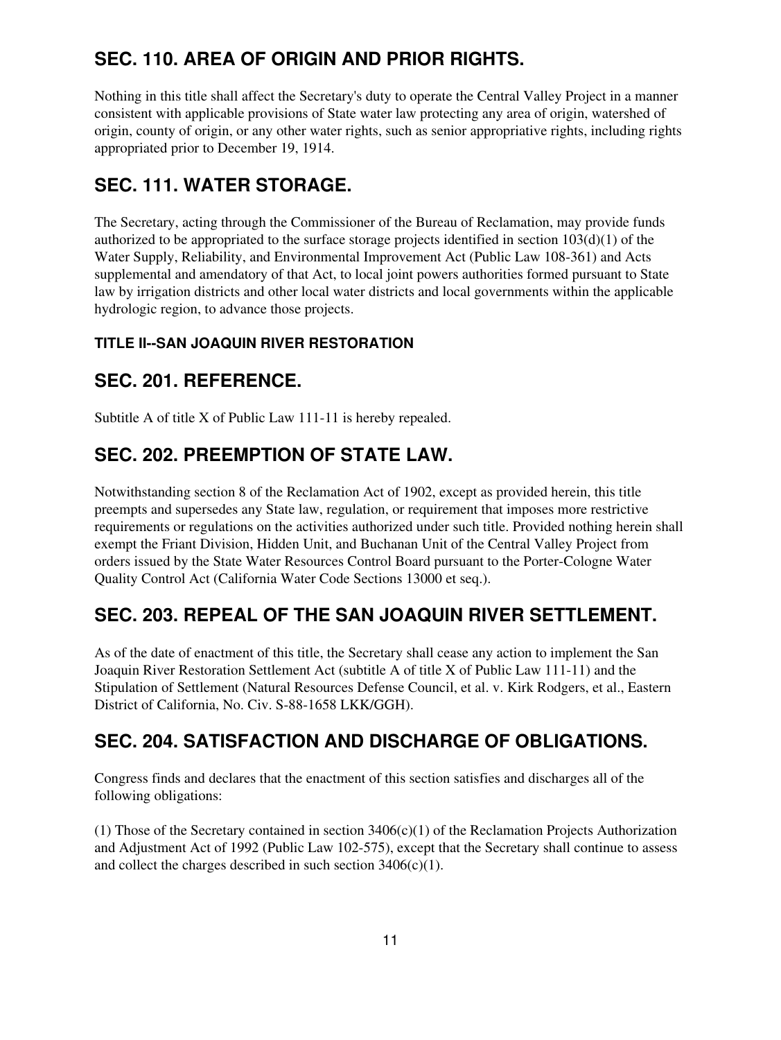## SEC. 110. AREA OF ORIGIN AND PRIOR RIGHTS.

Nothing in this title shall affect the Secretary's duty to operate the Central Valley Project in a manner consistent with applicable provisions of State water law protecting any area of origin, watershed of origin, county of origin, or any other water rights, such as senior appropriative rights, including rights appropriated prior to December 19, 1914.

## SEC. 111. WATER STORAGE.

The Secretary, acting through the Commissioner of the Bureau of Reclamation, may provide funds authorized to be appropriated to the surface storage projects identified in section 103(d)(1) of the Water Supply, Reliability, and Environmental Improvement Act (Public Law 108-361) and Acts supplemental and amendatory of that Act, to local joint powers authorities formed pursuant to State law by irrigation districts and other local water districts and local governments within the applicable hydrologic region, to advance those projects.

### TITLE II--SAN JOAQUIN RIVER RESTORATION

## SEC. 201. REFERENCE.

Subtitle A of title X of Public Law 111-11 is hereby repealed.

## SEC. 202. PREEMPTION OF STATE LAW.

Notwithstanding section 8 of the Reclamation Act of 1902, except as provided herein, this title preempts and supersedes any State law, regulation, or requirement that imposes more restrictive requirements or regulations on the activities authorized under such title. Provided nothing herein shall exempt the Friant Division, Hidden Unit, and Buchanan Unit of the Central Valley Project from orders issued by the State Water Resources Control Board pursuant to the Porter-Cologne Water Quality Control Act (California Water Code Sections 13000 et seq.).

## SEC. 203. REPEAL OF THE SAN JOAQUIN RIVER SETTLEMENT.

As of the date of enactment of this title, the Secretary shall cease any action to implement the San Joaquin River Restoration Settlement Act (subtitle A of title X of Public Law 111-11) and the Stipulation of Settlement (Natural Resources Defense Council, et al. v. Kirk Rodgers, et al., Eastern District of California, No. Civ. S-88-1658 LKK/GGH).

## SEC. 204. SATISFACTION AND DISCHARGE OF OBLIGATIONS.

Congress finds and declares that the enactment of this section satisfies and discharges all of the following obligations:

(1) Those of the Secretary contained in section 3406(c)(1) of the Reclamation Projects Authorization and Adjustment Act of 1992 (Public Law 102-575), except that the Secretary shall continue to assess and collect the charges described in such section 3406(c)(1).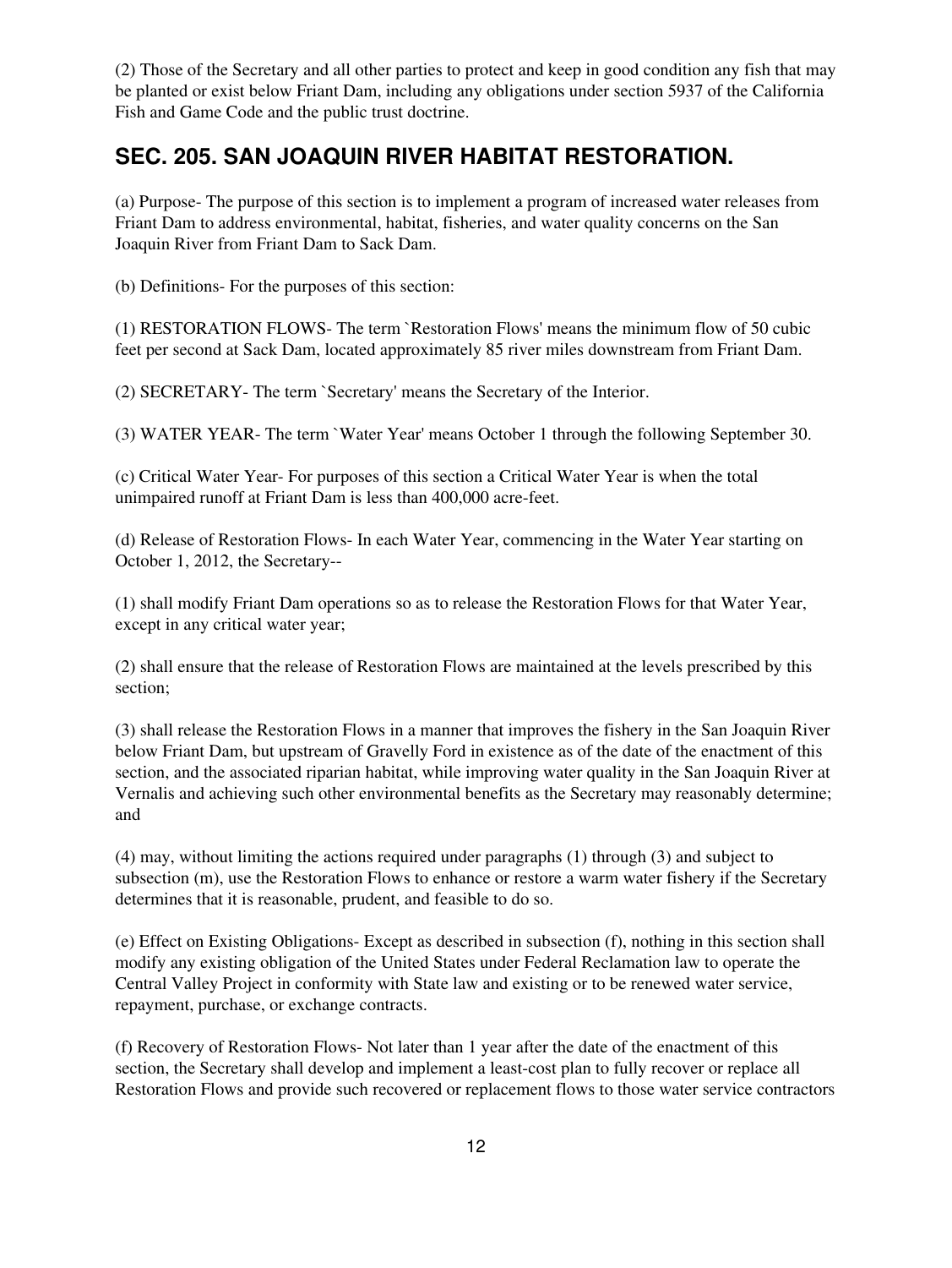(2) Those of the Secretary and all other parties to protect and keep in good condition any fish that may be planted or exist below Friant Dam, including any obligations under section 5937 of the California Fish and Game Code and the public trust doctrine.

## SEC. 205. SAN JOAQUIN RIVER HABITAT RESTORATION.

(a) Purpose- The purpose of this section is to implement a program of increased water releases from Friant Dam to address environmental, habitat, fisheries, and water quality concerns on the San Joaquin River from Friant Dam to Sack Dam.

(b) Definitions- For the purposes of this section:

(1) RESTORATION FLOWS- The term `Restoration Flows' means the minimum flow of 50 cubic feet per second at Sack Dam, located approximately 85 river miles downstream from Friant Dam.

(2) SECRETARY- The term `Secretary' means the Secretary of the Interior.

(3) WATER YEAR- The term `Water Year' means October 1 through the following September 30.

(c) Critical Water Year- For purposes of this section a Critical Water Year is when the total unimpaired runoff at Friant Dam is less than 400,000 acre-feet.

(d) Release of Restoration Flows- In each Water Year, commencing in the Water Year starting on October 1, 2012, the Secretary--

(1) shall modify Friant Dam operations so as to release the Restoration Flows for that Water Year, except in any critical water year;

(2) shall ensure that the release of Restoration Flows are maintained at the levels prescribed by this section;

(3) shall release the Restoration Flows in a manner that improves the fishery in the San Joaquin River below Friant Dam, but upstream of Gravelly Ford in existence as of the date of the enactment of this section, and the associated riparian habitat, while improving water quality in the San Joaquin River at Vernalis and achieving such other environmental benefits as the Secretary may reasonably determine; and

(4) may, without limiting the actions required under paragraphs (1) through (3) and subject to subsection (m), use the Restoration Flows to enhance or restore a warm water fishery if the Secretary determines that it is reasonable, prudent, and feasible to do so.

(e) Effect on Existing Obligations- Except as described in subsection (f), nothing in this section shall modify any existing obligation of the United States under Federal Reclamation law to operate the Central Valley Project in conformity with State law and existing or to be renewed water service, repayment, purchase, or exchange contracts.

(f) Recovery of Restoration Flows- Not later than 1 year after the date of the enactment of this section, the Secretary shall develop and implement a least-cost plan to fully recover or replace all Restoration Flows and provide such recovered or replacement flows to those water service contractors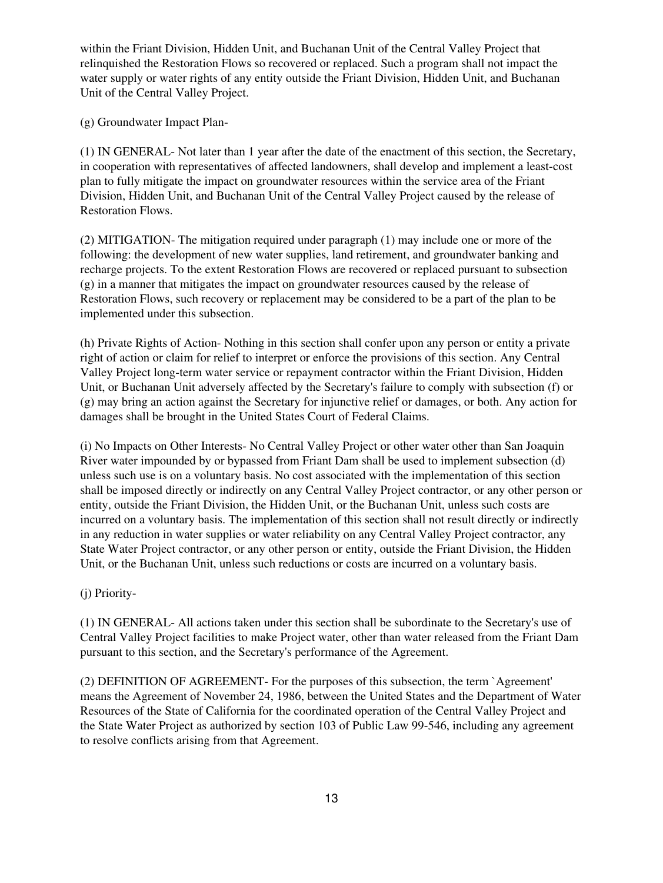within the Friant Division, Hidden Unit, and Buchanan Unit of the Central Valley Project that relinquished the Restoration Flows so recovered or replaced. Such a program shall not impact the water supply or water rights of any entity outside the Friant Division, Hidden Unit, and Buchanan Unit of the Central Valley Project.

(g) Groundwater Impact Plan-

(1) IN GENERAL- Not later than 1 year after the date of the enactment of this section, the Secretary, in cooperation with representatives of affected landowners, shall develop and implement a least-cost plan to fully mitigate the impact on groundwater resources within the service area of the Friant Division, Hidden Unit, and Buchanan Unit of the Central Valley Project caused by the release of Restoration Flows.

(2) MITIGATION- The mitigation required under paragraph (1) may include one or more of the following: the development of new water supplies, land retirement, and groundwater banking and recharge projects. To the extent Restoration Flows are recovered or replaced pursuant to subsection (g) in a manner that mitigates the impact on groundwater resources caused by the release of Restoration Flows, such recovery or replacement may be considered to be a part of the plan to be implemented under this subsection.

(h) Private Rights of Action- Nothing in this section shall confer upon any person or entity a private right of action or claim for relief to interpret or enforce the provisions of this section. Any Central Valley Project long-term water service or repayment contractor within the Friant Division, Hidden Unit, or Buchanan Unit adversely affected by the Secretary's failure to comply with subsection (f) or (g) may bring an action against the Secretary for injunctive relief or damages, or both. Any action for damages shall be brought in the United States Court of Federal Claims.

(i) No Impacts on Other Interests- No Central Valley Project or other water other than San Joaquin River water impounded by or bypassed from Friant Dam shall be used to implement subsection (d) unless such use is on a voluntary basis. No cost associated with the implementation of this section shall be imposed directly or indirectly on any Central Valley Project contractor, or any other person or entity, outside the Friant Division, the Hidden Unit, or the Buchanan Unit, unless such costs are incurred on a voluntary basis. The implementation of this section shall not result directly or indirectly in any reduction in water supplies or water reliability on any Central Valley Project contractor, any State Water Project contractor, or any other person or entity, outside the Friant Division, the Hidden Unit, or the Buchanan Unit, unless such reductions or costs are incurred on a voluntary basis.

(j) Priority-

(1) IN GENERAL- All actions taken under this section shall be subordinate to the Secretary's use of Central Valley Project facilities to make Project water, other than water released from the Friant Dam pursuant to this section, and the Secretary's performance of the Agreement.

(2) DEFINITION OF AGREEMENT- For the purposes of this subsection, the term `Agreement' means the Agreement of November 24, 1986, between the United States and the Department of Water Resources of the State of California for the coordinated operation of the Central Valley Project and the State Water Project as authorized by section 103 of Public Law 99-546, including any agreement to resolve conflicts arising from that Agreement.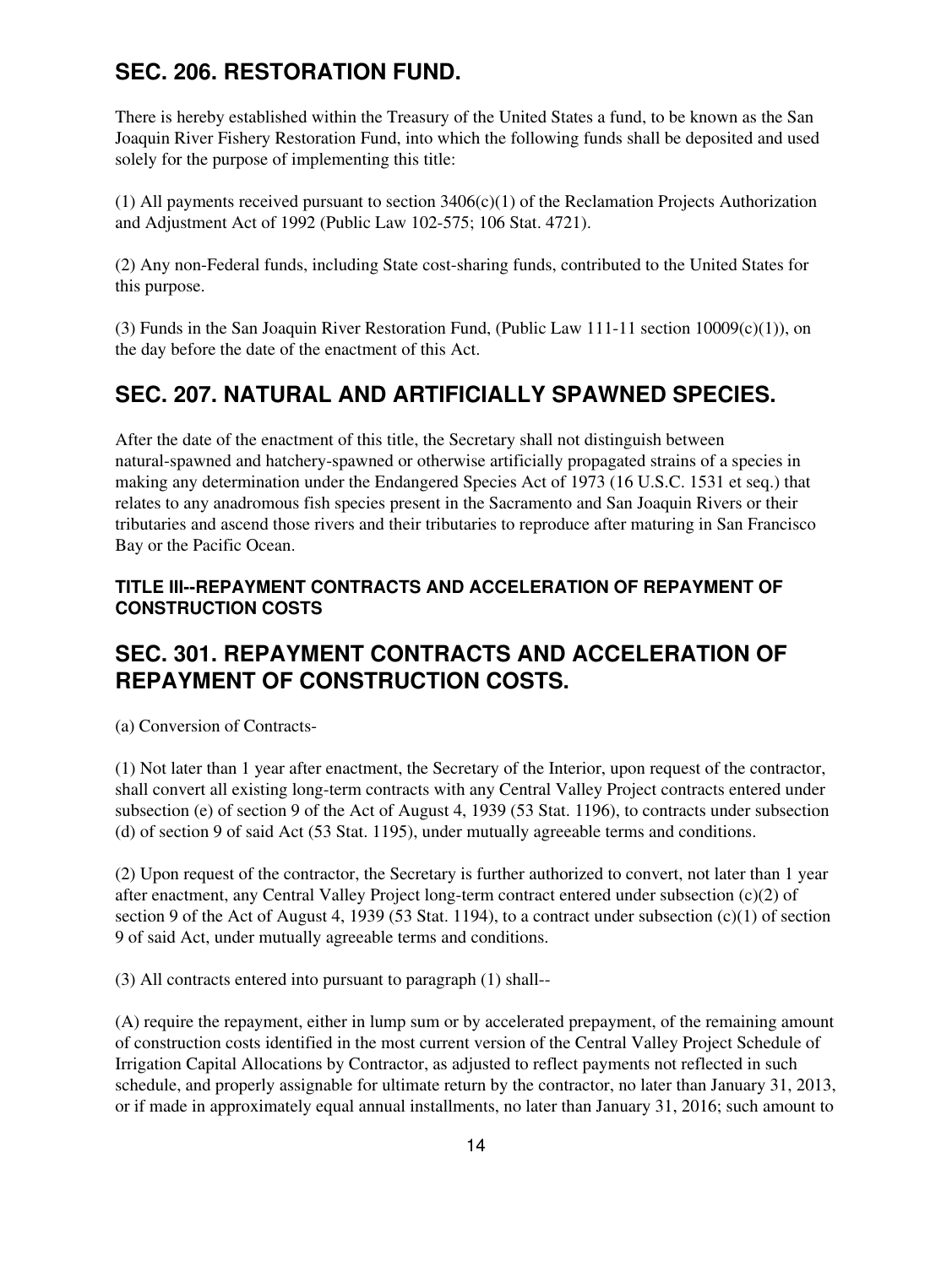## SEC. 206. RESTORATION FUND.

There is hereby established within the Treasury of the United States a fund, to be known as the San Joaquin River Fishery Restoration Fund, into which the following funds shall be deposited and used solely for the purpose of implementing this title:

(1) All payments received pursuant to section 3406(c)(1) of the Reclamation Projects Authorization and Adjustment Act of 1992 (Public Law 102-575; 106 Stat. 4721).

(2) Any non-Federal funds, including State cost-sharing funds, contributed to the United States for this purpose.

(3) Funds in the San Joaquin River Restoration Fund, (Public Law 111-11 section 10009(c)(1)), on the day before the date of the enactment of this Act.

## SEC. 207. NATURAL AND ARTIFICIALLY SPAWNED SPECIES.

After the date of the enactment of this title, the Secretary shall not distinguish between natural-spawned and hatchery-spawned or otherwise artificially propagated strains of a species in making any determination under the Endangered Species Act of 1973 (16 U.S.C. 1531 et seq.) that relates to any anadromous fish species present in the Sacramento and San Joaquin Rivers or their tributaries and ascend those rivers and their tributaries to reproduce after maturing in San Francisco Bay or the Pacific Ocean.

#### TITLE III--REPAYMENT CONTRACTS AND ACCELERATION OF REPAYMENT OF CONSTRUCTION COSTS

## SEC. 301. REPAYMENT CONTRACTS AND ACCELERATION OF REPAYMENT OF CONSTRUCTION COSTS.

(a) Conversion of Contracts-

(1) Not later than 1 year after enactment, the Secretary of the Interior, upon request of the contractor, shall convert all existing long-term contracts with any Central Valley Project contracts entered under subsection (e) of section 9 of the Act of August 4, 1939 (53 Stat. 1196), to contracts under subsection (d) of section 9 of said Act (53 Stat. 1195), under mutually agreeable terms and conditions.

(2) Upon request of the contractor, the Secretary is further authorized to convert, not later than 1 year after enactment, any Central Valley Project long-term contract entered under subsection (c)(2) of section 9 of the Act of August 4, 1939 (53 Stat. 1194), to a contract under subsection (c)(1) of section 9 of said Act, under mutually agreeable terms and conditions.

(3) All contracts entered into pursuant to paragraph (1) shall--

(A) require the repayment, either in lump sum or by accelerated prepayment, of the remaining amount of construction costs identified in the most current version of the Central Valley Project Schedule of Irrigation Capital Allocations by Contractor, as adjusted to reflect payments not reflected in such schedule, and properly assignable for ultimate return by the contractor, no later than January 31, 2013, or if made in approximately equal annual installments, no later than January 31, 2016; such amount to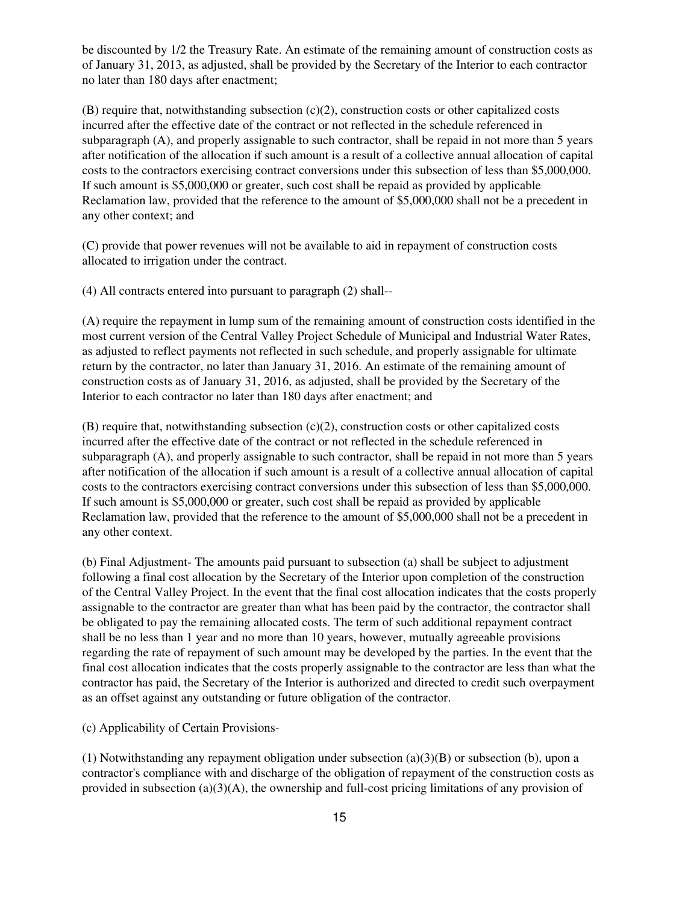be discounted by 1/2 the Treasury Rate. An estimate of the remaining amount of construction costs as of January 31, 2013, as adjusted, shall be provided by the Secretary of the Interior to each contractor no later than 180 days after enactment;

(B) require that, notwithstanding subsection (c)(2), construction costs or other capitalized costs incurred after the effective date of the contract or not reflected in the schedule referenced in subparagraph (A), and properly assignable to such contractor, shall be repaid in not more than 5 years after notification of the allocation if such amount is a result of a collective annual allocation of capital costs to the contractors exercising contract conversions under this subsection of less than $5,000,000. If such amount is $5,000,000 or greater, such cost shall be repaid as provided by applicable Reclamation law, provided that the reference to the amount of $5,000,000 shall not be a precedent in any other context; and

(C) provide that power revenues will not be available to aid in repayment of construction costs allocated to irrigation under the contract.

(4) All contracts entered into pursuant to paragraph (2) shall--

(A) require the repayment in lump sum of the remaining amount of construction costs identified in the most current version of the Central Valley Project Schedule of Municipal and Industrial Water Rates, as adjusted to reflect payments not reflected in such schedule, and properly assignable for ultimate return by the contractor, no later than January 31, 2016. An estimate of the remaining amount of construction costs as of January 31, 2016, as adjusted, shall be provided by the Secretary of the Interior to each contractor no later than 180 days after enactment; and

(B) require that, notwithstanding subsection (c)(2), construction costs or other capitalized costs incurred after the effective date of the contract or not reflected in the schedule referenced in subparagraph (A), and properly assignable to such contractor, shall be repaid in not more than 5 years after notification of the allocation if such amount is a result of a collective annual allocation of capital costs to the contractors exercising contract conversions under this subsection of less than $5,000,000. If such amount is $5,000,000 or greater, such cost shall be repaid as provided by applicable Reclamation law, provided that the reference to the amount of $5,000,000 shall not be a precedent in any other context.

(b) Final Adjustment- The amounts paid pursuant to subsection (a) shall be subject to adjustment following a final cost allocation by the Secretary of the Interior upon completion of the construction of the Central Valley Project. In the event that the final cost allocation indicates that the costs properly assignable to the contractor are greater than what has been paid by the contractor, the contractor shall be obligated to pay the remaining allocated costs. The term of such additional repayment contract shall be no less than 1 year and no more than 10 years, however, mutually agreeable provisions regarding the rate of repayment of such amount may be developed by the parties. In the event that the final cost allocation indicates that the costs properly assignable to the contractor are less than what the contractor has paid, the Secretary of the Interior is authorized and directed to credit such overpayment as an offset against any outstanding or future obligation of the contractor.

(c) Applicability of Certain Provisions-

(1) Notwithstanding any repayment obligation under subsection (a)(3)(B) or subsection (b), upon a contractor's compliance with and discharge of the obligation of repayment of the construction costs as provided in subsection (a)(3)(A), the ownership and full-cost pricing limitations of any provision of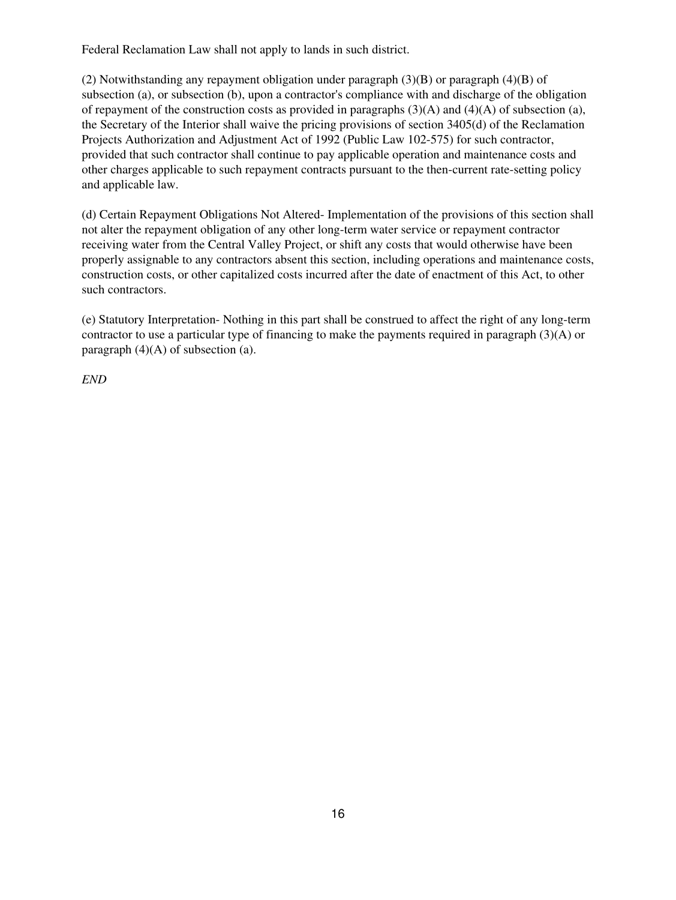Federal Reclamation Law shall not apply to lands in such district.

(2) Notwithstanding any repayment obligation under paragraph (3)(B) or paragraph (4)(B) of subsection (a), or subsection (b), upon a contractor's compliance with and discharge of the obligation of repayment of the construction costs as provided in paragraphs (3)(A) and (4)(A) of subsection (a), the Secretary of the Interior shall waive the pricing provisions of section 3405(d) of the Reclamation Projects Authorization and Adjustment Act of 1992 (Public Law 102-575) for such contractor, provided that such contractor shall continue to pay applicable operation and maintenance costs and other charges applicable to such repayment contracts pursuant to the then-current rate-setting policy and applicable law.

(d) Certain Repayment Obligations Not Altered- Implementation of the provisions of this section shall not alter the repayment obligation of any other long-term water service or repayment contractor receiving water from the Central Valley Project, or shift any costs that would otherwise have been properly assignable to any contractors absent this section, including operations and maintenance costs, construction costs, or other capitalized costs incurred after the date of enactment of this Act, to other such contractors.

(e) Statutory Interpretation- Nothing in this part shall be construed to affect the right of any long-term contractor to use a particular type of financing to make the payments required in paragraph (3)(A) or paragraph (4)(A) of subsection (a).

*END*